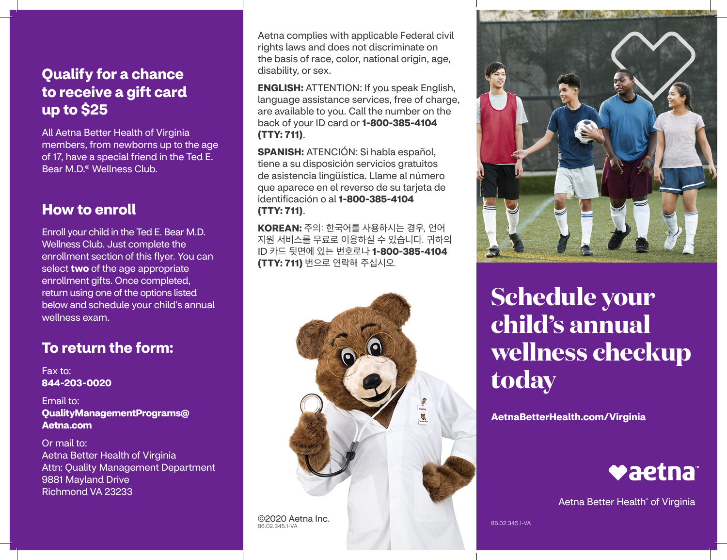## Qualify for a chance to receive a gift card up to $25

All Aetna Better Health of Virginia members, from newborns up to the age of 17, have a special friend in the Ted E. Bear M.D.® Wellness Club.

## How to enroll

Enroll your child in the Ted E. Bear M.D. Wellness Club. Just complete the enrollment section of this flyer. You can select **two** of the age appropriate enrollment gifts. Once completed, return using one of the options listed below and schedule your child's annual wellness exam.

## To return the form:

Fax to:
**844-203-0020**

Email to:
**QualityManagementPrograms@Aetna.com**

Or mail to:
Aetna Better Health of Virginia
Attn: Quality Management Department
9881 Mayland Drive
Richmond VA 23233

Aetna complies with applicable Federal civil rights laws and does not discriminate on the basis of race, color, national origin, age, disability, or sex.

**ENGLISH:** ATTENTION: If you speak English, language assistance services, free of charge, are available to you. Call the number on the back of your ID card or **1-800-385-4104 (TTY: 711)**.

**SPANISH:** ATENCIÓN: Si habla español, tiene a su disposición servicios gratuitos de asistencia lingüística. Llame al número que aparece en el reverso de su tarjeta de identificación o al **1-800-385-4104 (TTY: 711)**.

**KOREAN:** 주의: 한국어를 사용하시는 경우, 언어 지원 서비스를 무료로 이용하실 수 있습니다. 귀하의 ID 카드 뒷면에 있는 번호로나 **1-800-385-4104 (TTY: 711)** 번으로 연락해 주십시오.

©2020 Aetna Inc.
86.02.345.1-VA

# Schedule your child's annual wellness checkup today

**AetnaBetterHealth.com/Virginia**

aetna™

Aetna Better Health® of Virginia

86.02.345.1-VA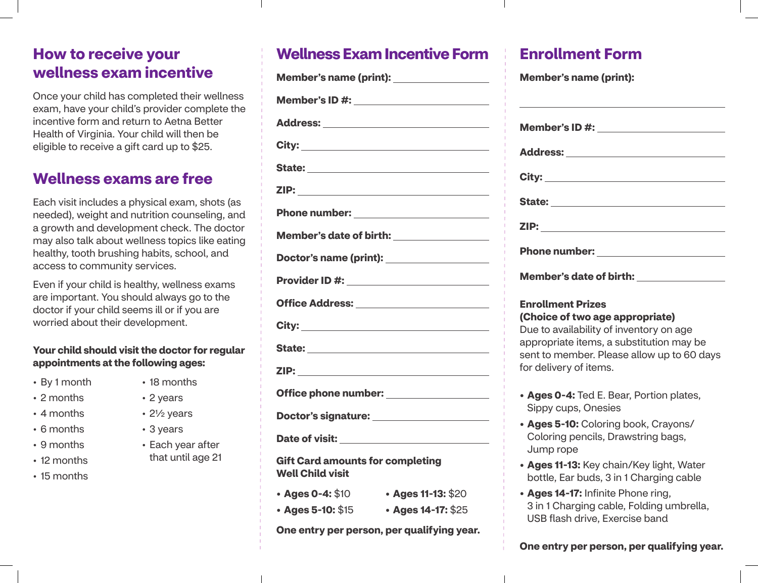## How to receive your wellness exam incentive

Once your child has completed their wellness exam, have your child's provider complete the incentive form and return to Aetna Better Health of Virginia. Your child will then be eligible to receive a gift card up to $25.

## Wellness exams are free

Each visit includes a physical exam, shots (as needed), weight and nutrition counseling, and a growth and development check. The doctor may also talk about wellness topics like eating healthy, tooth brushing habits, school, and access to community services.

Even if your child is healthy, wellness exams are important. You should always go to the doctor if your child seems ill or if you are worried about their development.

**Your child should visit the doctor for regular appointments at the following ages:**

- By 1 month
- 2 months
- 4 months
- 6 months
- 9 months
- 12 months
- 15 months
- 18 months
- 2 years
- 2½ years
- 3 years
- Each year after that until age 21

## Wellness Exam Incentive Form

**Member's name (print):** ____________________

**Member's ID #:** ____________________

**Address:** ____________________

**City:** ____________________

**State:** ____________________

**ZIP:** ____________________

**Phone number:** ____________________

**Member's date of birth:** ____________________

**Doctor's name (print):** ____________________

**Provider ID #:** ____________________

**Office Address:** ____________________

**City:** ____________________

**State:** ____________________

**ZIP:** ____________________

**Office phone number:** ____________________

**Doctor's signature:** ____________________

**Date of visit:** ____________________

**Gift Card amounts for completing Well Child visit**

- **Ages 0-4:** $10
- **Ages 5-10:** $15
- **Ages 11-13:** $20
- **Ages 14-17:** $25

**One entry per person, per qualifying year.**

## Enrollment Form

**Member's name (print):**

____________________

**Member's ID #:** ____________________

**Address:** ____________________

**City:** ____________________

**State:** ____________________

**ZIP:** ____________________

**Phone number:** ____________________

**Member's date of birth:** ____________________

**Enrollment Prizes**
**(Choice of two age appropriate)**
Due to availability of inventory on age appropriate items, a substitution may be sent to member. Please allow up to 60 days for delivery of items.

- **Ages 0-4:** Ted E. Bear, Portion plates, Sippy cups, Onesies
- **Ages 5-10:** Coloring book, Crayons/ Coloring pencils, Drawstring bags, Jump rope
- **Ages 11-13:** Key chain/Key light, Water bottle, Ear buds, 3 in 1 Charging cable
- **Ages 14-17:** Infinite Phone ring, 3 in 1 Charging cable, Folding umbrella, USB flash drive, Exercise band

**One entry per person, per qualifying year.**